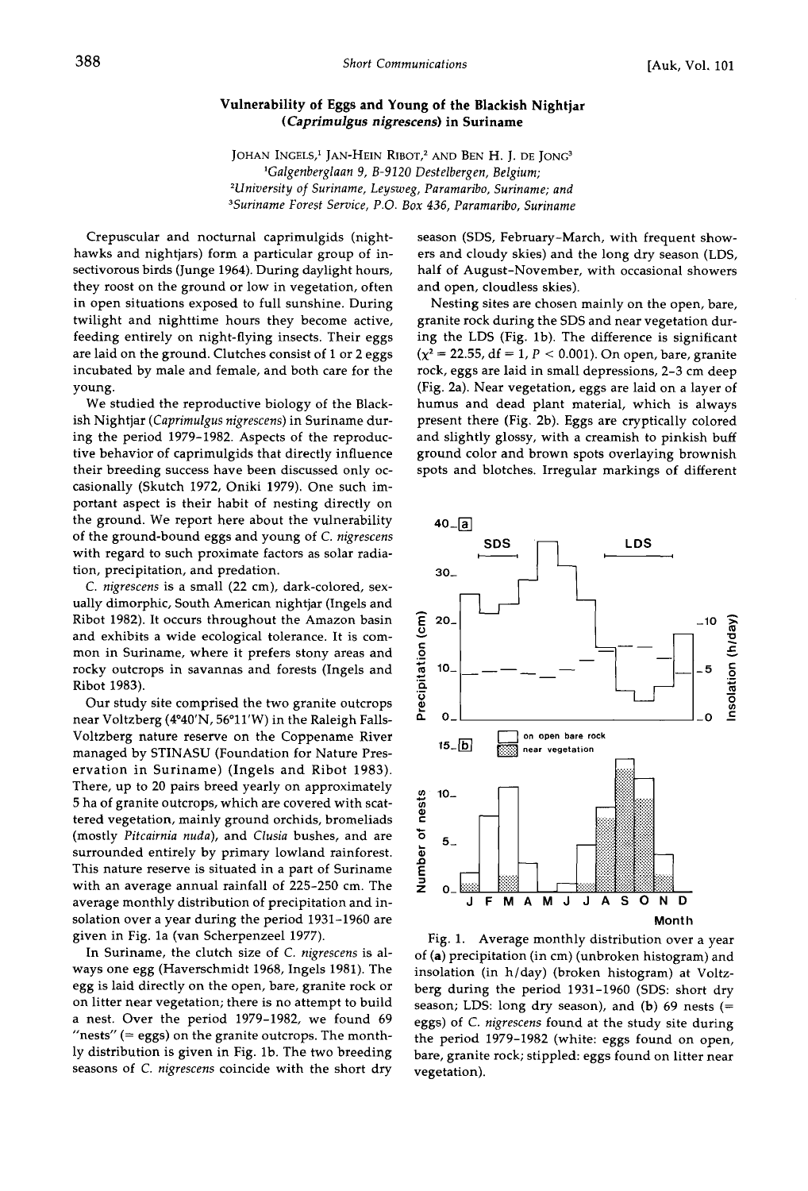# Vulnerability of Eggs and Young of the Blackish Nightjar (*Caprimulgus nigrescens*) in Suriname

JOHAN INGELS,[1] JAN-HEIN RIBOT,[2] AND BEN H. J. DE JONG[3]

[1]*Galgenberglaan 9, B-9120 Destelbergen, Belgium;*
[2]*University of Suriname, Leysweg, Paramaribo, Suriname; and*
[3]*Suriname Forest Service, P.O. Box 436, Paramaribo, Suriname*

Crepuscular and nocturnal caprimulgids (nighthawks and nightjars) form a particular group of insectivorous birds (Junge 1964). During daylight hours, they roost on the ground or low in vegetation, often in open situations exposed to full sunshine. During twilight and nighttime hours they become active, feeding entirely on night-flying insects. Their eggs are laid on the ground. Clutches consist of 1 or 2 eggs incubated by male and female, and both care for the young.

We studied the reproductive biology of the Blackish Nightjar (*Caprimulgus nigrescens*) in Suriname during the period 1979–1982. Aspects of the reproductive behavior of caprimulgids that directly influence their breeding success have been discussed only occasionally (Skutch 1972, Oniki 1979). One such important aspect is their habit of nesting directly on the ground. We report here about the vulnerability of the ground-bound eggs and young of *C. nigrescens* with regard to such proximate factors as solar radiation, precipitation, and predation.

*C. nigrescens* is a small (22 cm), dark-colored, sexually dimorphic, South American nightjar (Ingels and Ribot 1982). It occurs throughout the Amazon basin and exhibits a wide ecological tolerance. It is common in Suriname, where it prefers stony areas and rocky outcrops in savannas and forests (Ingels and Ribot 1983).

Our study site comprised the two granite outcrops near Voltzberg (4°40'N, 56°11'W) in the Raleigh Falls-Voltzberg nature reserve on the Coppename River managed by STINASU (Foundation for Nature Preservation in Suriname) (Ingels and Ribot 1983). There, up to 20 pairs breed yearly on approximately 5 ha of granite outcrops, which are covered with scattered vegetation, mainly ground orchids, bromeliads (mostly *Pitcairnia nuda*), and *Clusia* bushes, and are surrounded entirely by primary lowland rainforest. This nature reserve is situated in a part of Suriname with an average annual rainfall of 225–250 cm. The average monthly distribution of precipitation and insolation over a year during the period 1931–1960 are given in Fig. 1a (van Scherpenzeel 1977).

In Suriname, the clutch size of *C. nigrescens* is always one egg (Haverschmidt 1968, Ingels 1981). The egg is laid directly on the open, bare, granite rock or on litter near vegetation; there is no attempt to build a nest. Over the period 1979–1982, we found 69 "nests" (= eggs) on the granite outcrops. The monthly distribution is given in Fig. 1b. The two breeding seasons of *C. nigrescens* coincide with the short dry season (SDS, February–March, with frequent showers and cloudy skies) and the long dry season (LDS, half of August–November, with occasional showers and open, cloudless skies).

Nesting sites are chosen mainly on the open, bare, granite rock during the SDS and near vegetation during the LDS (Fig. 1b). The difference is significant ($\chi^2 = 22.55$, df = 1, $P < 0.001$). On open, bare, granite rock, eggs are laid in small depressions, 2–3 cm deep (Fig. 2a). Near vegetation, eggs are laid on a layer of humus and dead plant material, which is always present there (Fig. 2b). Eggs are cryptically colored and slightly glossy, with a creamish to pinkish buff ground color and brown spots overlaying brownish spots and blotches. Irregular markings of different

Fig. 1. Average monthly distribution over a year of (**a**) precipitation (in cm) (unbroken histogram) and insolation (in h/day) (broken histogram) at Voltzberg during the period 1931–1960 (SDS: short dry season; LDS: long dry season), and (**b**) 69 nests (= eggs) of *C. nigrescens* found at the study site during the period 1979–1982 (white: eggs found on open, bare, granite rock; stippled: eggs found on litter near vegetation).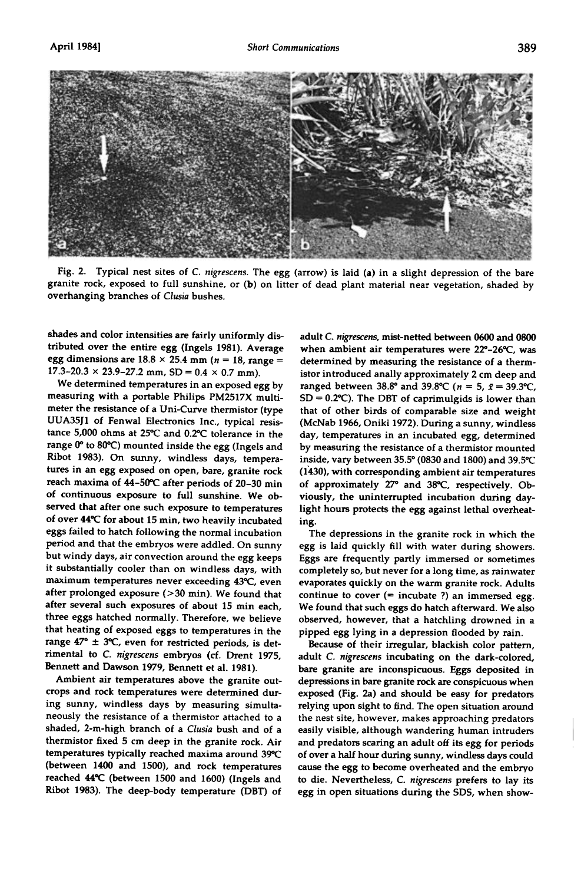Fig. 2. Typical nest sites of *C. nigrescens*. The egg (arrow) is laid (a) in a slight depression of the bare granite rock, exposed to full sunshine, or (b) on litter of dead plant material near vegetation, shaded by overhanging branches of *Clusia* bushes.

shades and color intensities are fairly uniformly distributed over the entire egg (Ingels 1981). Average egg dimensions are 18.8 × 25.4 mm ($n$ = 18, range = 17.3–20.3 × 23.9–27.2 mm, SD = 0.4 × 0.7 mm).

We determined temperatures in an exposed egg by measuring with a portable Philips PM2517X multimeter the resistance of a Uni-Curve thermistor (type UUA35J1 of Fenwal Electronics Inc., typical resistance 5,000 ohms at 25°C and 0.2°C tolerance in the range 0° to 80°C) mounted inside the egg (Ingels and Ribot 1983). On sunny, windless days, temperatures in an egg exposed on open, bare, granite rock reach maxima of 44–50°C after periods of 20–30 min of continuous exposure to full sunshine. We observed that after one such exposure to temperatures of over 44°C for about 15 min, two heavily incubated eggs failed to hatch following the normal incubation period and that the embryos were addled. On sunny but windy days, air convection around the egg keeps it substantially cooler than on windless days, with maximum temperatures never exceeding 43°C, even after prolonged exposure (>30 min). We found that after several such exposures of about 15 min each, three eggs hatched normally. Therefore, we believe that heating of exposed eggs to temperatures in the range 47° ± 3°C, even for restricted periods, is detrimental to *C. nigrescens* embryos (cf. Drent 1975, Bennett and Dawson 1979, Bennett et al. 1981).

Ambient air temperatures above the granite outcrops and rock temperatures were determined during sunny, windless days by measuring simultaneously the resistance of a thermistor attached to a shaded, 2-m-high branch of a *Clusia* bush and of a thermistor fixed 5 cm deep in the granite rock. Air temperatures typically reached maxima around 39°C (between 1400 and 1500), and rock temperatures reached 44°C (between 1500 and 1600) (Ingels and Ribot 1983). The deep-body temperature (DBT) of adult *C. nigrescens*, mist-netted between 0600 and 0800 when ambient air temperatures were 22°–26°C, was determined by measuring the resistance of a thermistor introduced anally approximately 2 cm deep and ranged between 38.8° and 39.8°C ($n$ = 5, $\bar{x}$ = 39.3°C, SD = 0.2°C). The DBT of caprimulgids is lower than that of other birds of comparable size and weight (McNab 1966, Oniki 1972). During a sunny, windless day, temperatures in an incubated egg, determined by measuring the resistance of a thermistor mounted inside, vary between 35.5° (0830 and 1800) and 39.5°C (1430), with corresponding ambient air temperatures of approximately 27° and 38°C, respectively. Obviously, the uninterrupted incubation during daylight hours protects the egg against lethal overheating.

The depressions in the granite rock in which the egg is laid quickly fill with water during showers. Eggs are frequently partly immersed or sometimes completely so, but never for a long time, as rainwater evaporates quickly on the warm granite rock. Adults continue to cover (= incubate ?) an immersed egg. We found that such eggs do hatch afterward. We also observed, however, that a hatchling drowned in a pipped egg lying in a depression flooded by rain.

Because of their irregular, blackish color pattern, adult *C. nigrescens* incubating on the dark-colored, bare granite are inconspicuous. Eggs deposited in depressions in bare granite rock are conspicuous when exposed (Fig. 2a) and should be easy for predators relying upon sight to find. The open situation around the nest site, however, makes approaching predators easily visible, although wandering human intruders and predators scaring an adult off its egg for periods of over a half hour during sunny, windless days could cause the egg to become overheated and the embryo to die. Nevertheless, *C. nigrescens* prefers to lay its egg in open situations during the SDS, when show-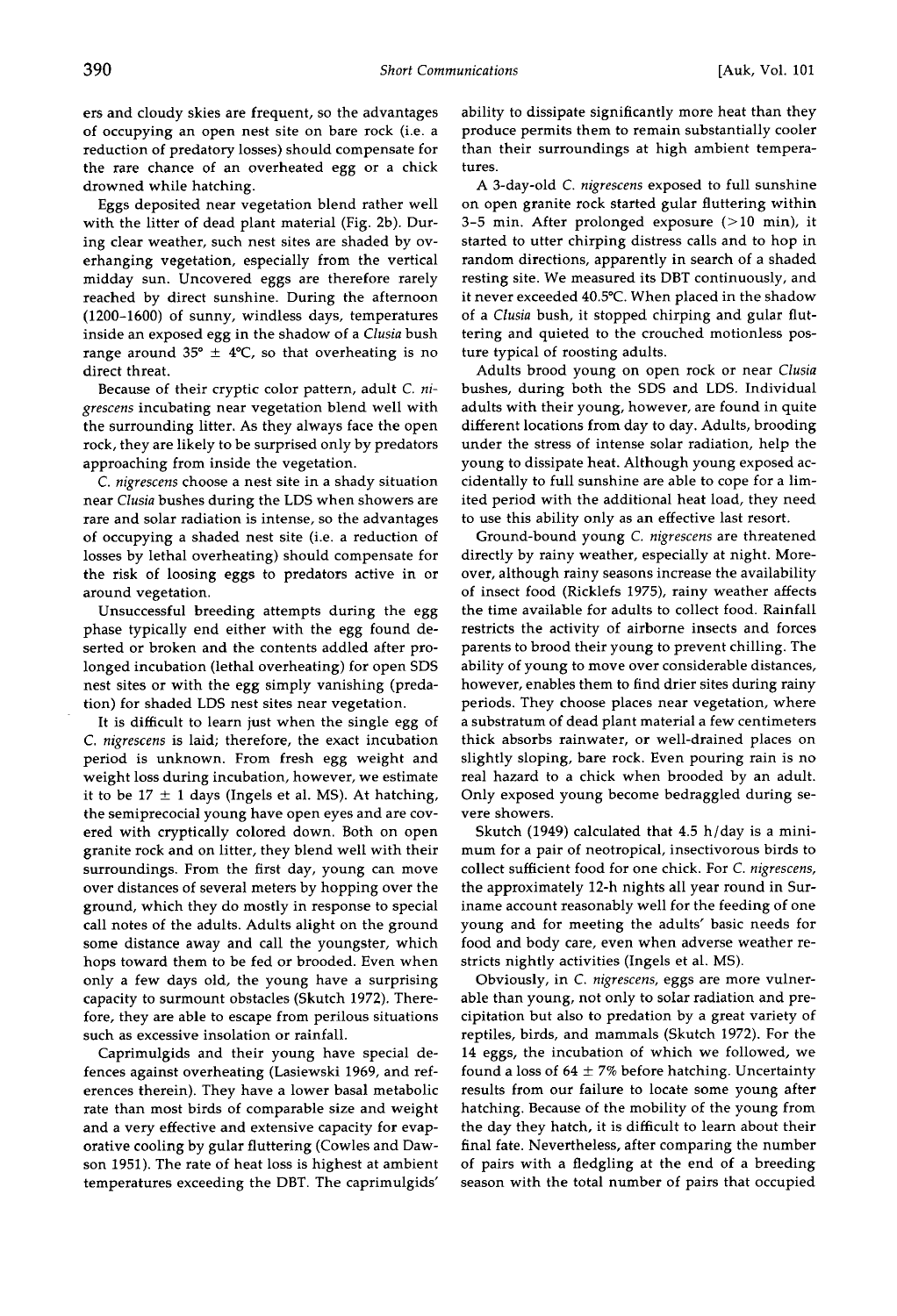ers and cloudy skies are frequent, so the advantages of occupying an open nest site on bare rock (i.e. a reduction of predatory losses) should compensate for the rare chance of an overheated egg or a chick drowned while hatching.

Eggs deposited near vegetation blend rather well with the litter of dead plant material (Fig. 2b). During clear weather, such nest sites are shaded by overhanging vegetation, especially from the vertical midday sun. Uncovered eggs are therefore rarely reached by direct sunshine. During the afternoon (1200–1600) of sunny, windless days, temperatures inside an exposed egg in the shadow of a *Clusia* bush range around 35° ± 4°C, so that overheating is no direct threat.

Because of their cryptic color pattern, adult *C. nigrescens* incubating near vegetation blend well with the surrounding litter. As they always face the open rock, they are likely to be surprised only by predators approaching from inside the vegetation.

*C. nigrescens* choose a nest site in a shady situation near *Clusia* bushes during the LDS when showers are rare and solar radiation is intense, so the advantages of occupying a shaded nest site (i.e. a reduction of losses by lethal overheating) should compensate for the risk of loosing eggs to predators active in or around vegetation.

Unsuccessful breeding attempts during the egg phase typically end either with the egg found deserted or broken and the contents addled after prolonged incubation (lethal overheating) for open SDS nest sites or with the egg simply vanishing (predation) for shaded LDS nest sites near vegetation.

It is difficult to learn just when the single egg of *C. nigrescens* is laid; therefore, the exact incubation period is unknown. From fresh egg weight and weight loss during incubation, however, we estimate it to be 17 ± 1 days (Ingels et al. MS). At hatching, the semiprecocial young have open eyes and are covered with cryptically colored down. Both on open granite rock and on litter, they blend well with their surroundings. From the first day, young can move over distances of several meters by hopping over the ground, which they do mostly in response to special call notes of the adults. Adults alight on the ground some distance away and call the youngster, which hops toward them to be fed or brooded. Even when only a few days old, the young have a surprising capacity to surmount obstacles (Skutch 1972). Therefore, they are able to escape from perilous situations such as excessive insolation or rainfall.

Caprimulgids and their young have special defences against overheating (Lasiewski 1969, and references therein). They have a lower basal metabolic rate than most birds of comparable size and weight and a very effective and extensive capacity for evaporative cooling by gular fluttering (Cowles and Dawson 1951). The rate of heat loss is highest at ambient temperatures exceeding the DBT. The caprimulgids' ability to dissipate significantly more heat than they produce permits them to remain substantially cooler than their surroundings at high ambient temperatures.

A 3-day-old *C. nigrescens* exposed to full sunshine on open granite rock started gular fluttering within 3–5 min. After prolonged exposure (>10 min), it started to utter chirping distress calls and to hop in random directions, apparently in search of a shaded resting site. We measured its DBT continuously, and it never exceeded 40.5°C. When placed in the shadow of a *Clusia* bush, it stopped chirping and gular fluttering and quieted to the crouched motionless posture typical of roosting adults.

Adults brood young on open rock or near *Clusia* bushes, during both the SDS and LDS. Individual adults with their young, however, are found in quite different locations from day to day. Adults, brooding under the stress of intense solar radiation, help the young to dissipate heat. Although young exposed accidentally to full sunshine are able to cope for a limited period with the additional heat load, they need to use this ability only as an effective last resort.

Ground-bound young *C. nigrescens* are threatened directly by rainy weather, especially at night. Moreover, although rainy seasons increase the availability of insect food (Ricklefs 1975), rainy weather affects the time available for adults to collect food. Rainfall restricts the activity of airborne insects and forces parents to brood their young to prevent chilling. The ability of young to move over considerable distances, however, enables them to find drier sites during rainy periods. They choose places near vegetation, where a substratum of dead plant material a few centimeters thick absorbs rainwater, or well-drained places on slightly sloping, bare rock. Even pouring rain is no real hazard to a chick when brooded by an adult. Only exposed young become bedraggled during severe showers.

Skutch (1949) calculated that 4.5 h/day is a minimum for a pair of neotropical, insectivorous birds to collect sufficient food for one chick. For *C. nigrescens*, the approximately 12-h nights all year round in Suriname account reasonably well for the feeding of one young and for meeting the adults' basic needs for food and body care, even when adverse weather restricts nightly activities (Ingels et al. MS).

Obviously, in *C. nigrescens*, eggs are more vulnerable than young, not only to solar radiation and precipitation but also to predation by a great variety of reptiles, birds, and mammals (Skutch 1972). For the 14 eggs, the incubation of which we followed, we found a loss of 64 ± 7% before hatching. Uncertainty results from our failure to locate some young after hatching. Because of the mobility of the young from the day they hatch, it is difficult to learn about their final fate. Nevertheless, after comparing the number of pairs with a fledgling at the end of a breeding season with the total number of pairs that occupied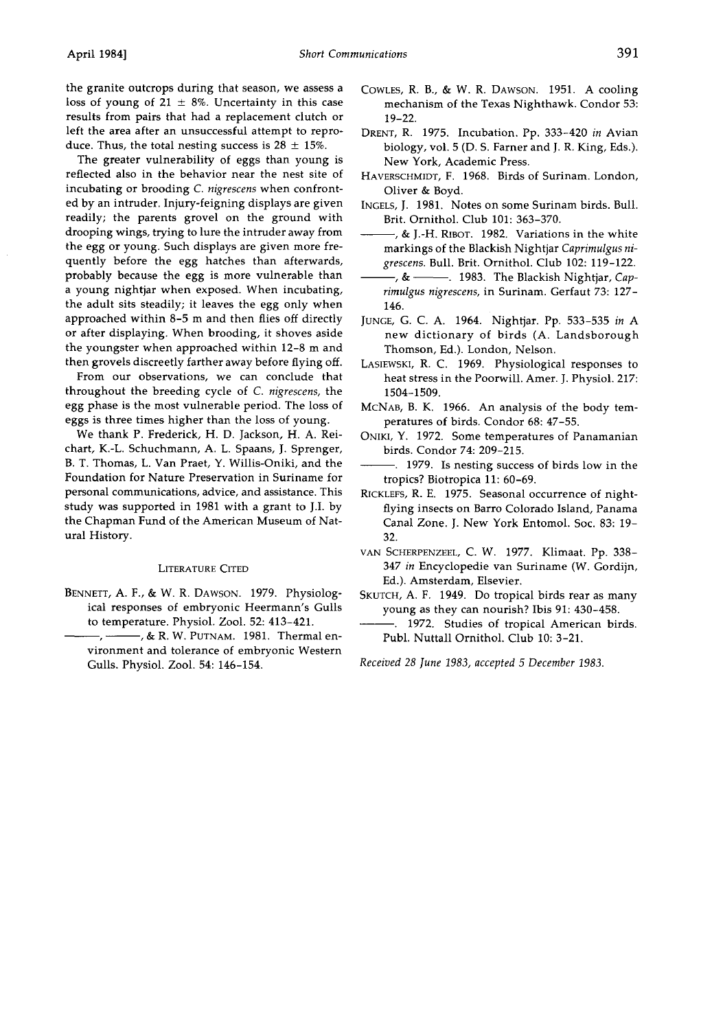the granite outcrops during that season, we assess a loss of young of 21 ± 8%. Uncertainty in this case results from pairs that had a replacement clutch or left the area after an unsuccessful attempt to reproduce. Thus, the total nesting success is 28 ± 15%.

The greater vulnerability of eggs than young is reflected also in the behavior near the nest site of incubating or brooding *C. nigrescens* when confronted by an intruder. Injury-feigning displays are given readily; the parents grovel on the ground with drooping wings, trying to lure the intruder away from the egg or young. Such displays are given more frequently before the egg hatches than afterwards, probably because the egg is more vulnerable than a young nightjar when exposed. When incubating, the adult sits steadily; it leaves the egg only when approached within 8–5 m and then flies off directly or after displaying. When brooding, it shoves aside the youngster when approached within 12–8 m and then grovels discreetly farther away before flying off.

From our observations, we can conclude that throughout the breeding cycle of *C. nigrescens*, the egg phase is the most vulnerable period. The loss of eggs is three times higher than the loss of young.

We thank P. Frederick, H. D. Jackson, H. A. Reichart, K.-L. Schuchmann, A. L. Spaans, J. Sprenger, B. T. Thomas, L. Van Praet, Y. Willis-Oniki, and the Foundation for Nature Preservation in Suriname for personal communications, advice, and assistance. This study was supported in 1981 with a grant to J.I. by the Chapman Fund of the American Museum of Natural History.

## Literature Cited

BENNETT, A. F., & W. R. DAWSON. 1979. Physiological responses of embryonic Heermann's Gulls to temperature. Physiol. Zool. 52: 413–421.

———, ———, & R. W. PUTNAM. 1981. Thermal environment and tolerance of embryonic Western Gulls. Physiol. Zool. 54: 146–154.

COWLES, R. B., & W. R. DAWSON. 1951. A cooling mechanism of the Texas Nighthawk. Condor 53: 19–22.

DRENT, R. 1975. Incubation. Pp. 333–420 *in* Avian biology, vol. 5 (D. S. Farner and J. R. King, Eds.). New York, Academic Press.

HAVERSCHMIDT, F. 1968. Birds of Surinam. London, Oliver & Boyd.

INGELS, J. 1981. Notes on some Surinam birds. Bull. Brit. Ornithol. Club 101: 363–370.

———, & J.-H. RIBOT. 1982. Variations in the white markings of the Blackish Nightjar *Caprimulgus nigrescens*. Bull. Brit. Ornithol. Club 102: 119–122.

———, & ———. 1983. The Blackish Nightjar, *Caprimulgus nigrescens*, in Surinam. Gerfaut 73: 127–146.

JUNGE, G. C. A. 1964. Nightjar. Pp. 533–535 *in* A new dictionary of birds (A. Landsborough Thomson, Ed.). London, Nelson.

LASIEWSKI, R. C. 1969. Physiological responses to heat stress in the Poorwill. Amer. J. Physiol. 217: 1504–1509.

MCNAB, B. K. 1966. An analysis of the body temperatures of birds. Condor 68: 47–55.

ONIKI, Y. 1972. Some temperatures of Panamanian birds. Condor 74: 209–215.

———. 1979. Is nesting success of birds low in the tropics? Biotropica 11: 60–69.

RICKLEFS, R. E. 1975. Seasonal occurrence of night-flying insects on Barro Colorado Island, Panama Canal Zone. J. New York Entomol. Soc. 83: 19–32.

VAN SCHERPENZEEL, C. W. 1977. Klimaat. Pp. 338–347 *in* Encyclopedie van Suriname (W. Gordijn, Ed.). Amsterdam, Elsevier.

SKUTCH, A. F. 1949. Do tropical birds rear as many young as they can nourish? Ibis 91: 430–458.

———. 1972. Studies of tropical American birds. Publ. Nuttall Ornithol. Club 10: 3–21.

*Received 28 June 1983, accepted 5 December 1983.*